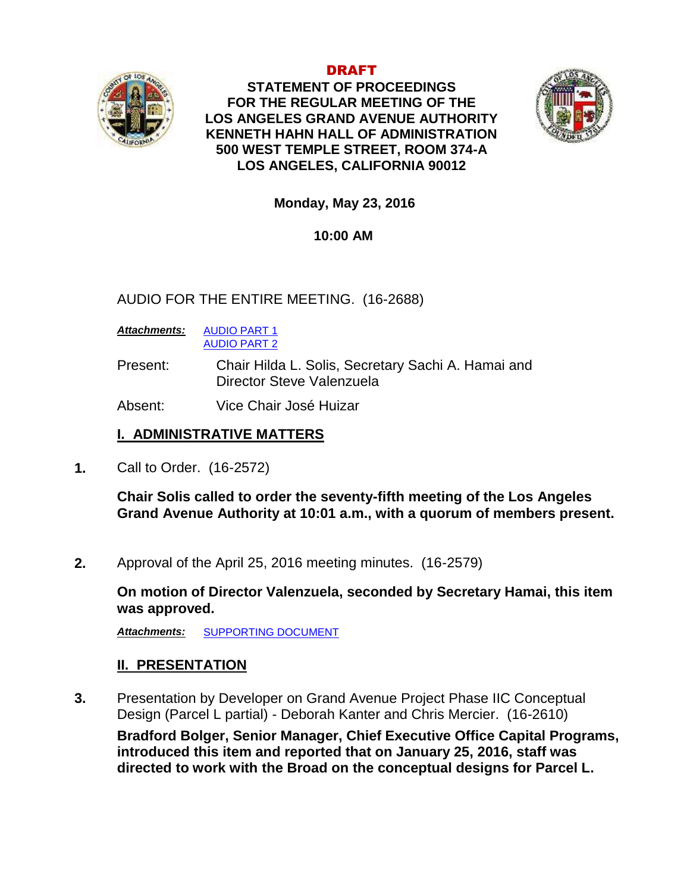**DRAFT**

**STATEMENT OF PROCEEDINGS**
**FOR THE REGULAR MEETING OF THE**
**LOS ANGELES GRAND AVENUE AUTHORITY**
**KENNETH HAHN HALL OF ADMINISTRATION**
**500 WEST TEMPLE STREET, ROOM 374-A**
**LOS ANGELES, CALIFORNIA 90012**

**Monday, May 23, 2016**

**10:00 AM**

AUDIO FOR THE ENTIRE MEETING. (16-2688)

***Attachments:*** AUDIO PART 1
AUDIO PART 2

Present: Chair Hilda L. Solis, Secretary Sachi A. Hamai and Director Steve Valenzuela

Absent: Vice Chair José Huizar

## I. ADMINISTRATIVE MATTERS

**1.** Call to Order. (16-2572)

**Chair Solis called to order the seventy-fifth meeting of the Los Angeles Grand Avenue Authority at 10:01 a.m., with a quorum of members present.**

**2.** Approval of the April 25, 2016 meeting minutes. (16-2579)

**On motion of Director Valenzuela, seconded by Secretary Hamai, this item was approved.**

***Attachments:*** SUPPORTING DOCUMENT

## II. PRESENTATION

**3.** Presentation by Developer on Grand Avenue Project Phase IIC Conceptual Design (Parcel L partial) - Deborah Kanter and Chris Mercier. (16-2610)

**Bradford Bolger, Senior Manager, Chief Executive Office Capital Programs, introduced this item and reported that on January 25, 2016, staff was directed to work with the Broad on the conceptual designs for Parcel L.**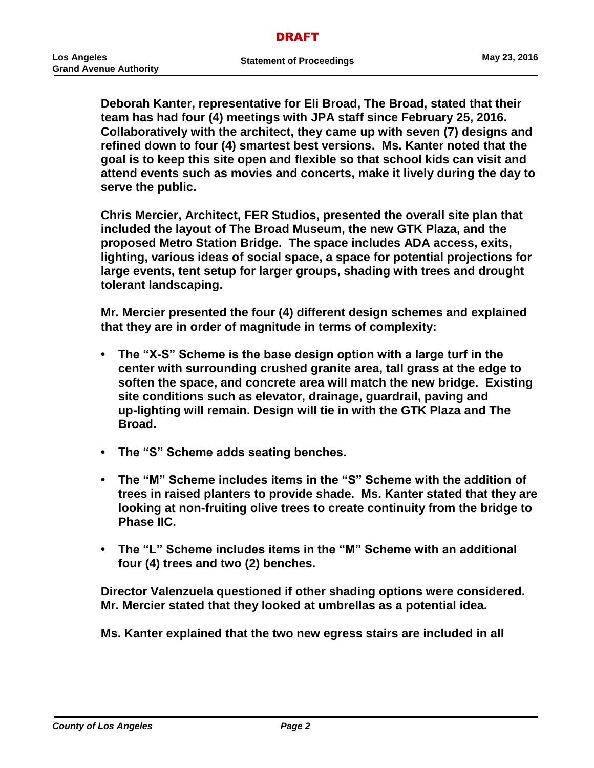**Deborah Kanter, representative for Eli Broad, The Broad, stated that their team has had four (4) meetings with JPA staff since February 25, 2016. Collaboratively with the architect, they came up with seven (7) designs and refined down to four (4) smartest best versions. Ms. Kanter noted that the goal is to keep this site open and flexible so that school kids can visit and attend events such as movies and concerts, make it lively during the day to serve the public.**

**Chris Mercier, Architect, FER Studios, presented the overall site plan that included the layout of The Broad Museum, the new GTK Plaza, and the proposed Metro Station Bridge. The space includes ADA access, exits, lighting, various ideas of social space, a space for potential projections for large events, tent setup for larger groups, shading with trees and drought tolerant landscaping.**

**Mr. Mercier presented the four (4) different design schemes and explained that they are in order of magnitude in terms of complexity:**

- **The "X-S" Scheme is the base design option with a large turf in the center with surrounding crushed granite area, tall grass at the edge to soften the space, and concrete area will match the new bridge. Existing site conditions such as elevator, drainage, guardrail, paving and up-lighting will remain. Design will tie in with the GTK Plaza and The Broad.**

- **The "S" Scheme adds seating benches.**

- **The "M" Scheme includes items in the "S" Scheme with the addition of trees in raised planters to provide shade. Ms. Kanter stated that they are looking at non-fruiting olive trees to create continuity from the bridge to Phase IIC.**

- **The "L" Scheme includes items in the "M" Scheme with an additional four (4) trees and two (2) benches.**

**Director Valenzuela questioned if other shading options were considered. Mr. Mercier stated that they looked at umbrellas as a potential idea.**

**Ms. Kanter explained that the two new egress stairs are included in all**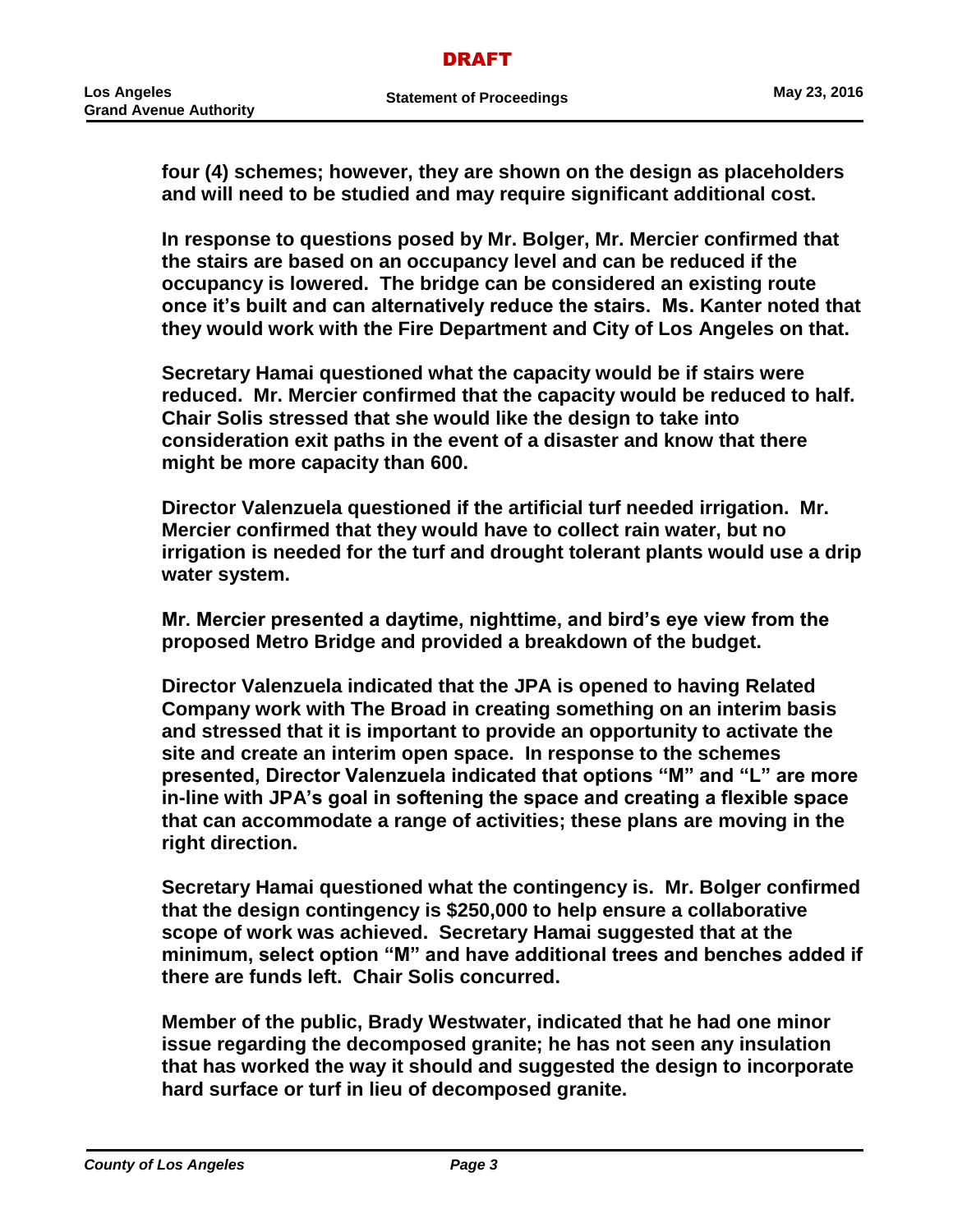**four (4) schemes; however, they are shown on the design as placeholders and will need to be studied and may require significant additional cost.**

**In response to questions posed by Mr. Bolger, Mr. Mercier confirmed that the stairs are based on an occupancy level and can be reduced if the occupancy is lowered. The bridge can be considered an existing route once it's built and can alternatively reduce the stairs. Ms. Kanter noted that they would work with the Fire Department and City of Los Angeles on that.**

**Secretary Hamai questioned what the capacity would be if stairs were reduced. Mr. Mercier confirmed that the capacity would be reduced to half. Chair Solis stressed that she would like the design to take into consideration exit paths in the event of a disaster and know that there might be more capacity than 600.**

**Director Valenzuela questioned if the artificial turf needed irrigation. Mr. Mercier confirmed that they would have to collect rain water, but no irrigation is needed for the turf and drought tolerant plants would use a drip water system.**

**Mr. Mercier presented a daytime, nighttime, and bird's eye view from the proposed Metro Bridge and provided a breakdown of the budget.**

**Director Valenzuela indicated that the JPA is opened to having Related Company work with The Broad in creating something on an interim basis and stressed that it is important to provide an opportunity to activate the site and create an interim open space. In response to the schemes presented, Director Valenzuela indicated that options "M" and "L" are more in-line with JPA's goal in softening the space and creating a flexible space that can accommodate a range of activities; these plans are moving in the right direction.**

**Secretary Hamai questioned what the contingency is. Mr. Bolger confirmed that the design contingency is $250,000 to help ensure a collaborative scope of work was achieved. Secretary Hamai suggested that at the minimum, select option "M" and have additional trees and benches added if there are funds left. Chair Solis concurred.**

**Member of the public, Brady Westwater, indicated that he had one minor issue regarding the decomposed granite; he has not seen any insulation that has worked the way it should and suggested the design to incorporate hard surface or turf in lieu of decomposed granite.**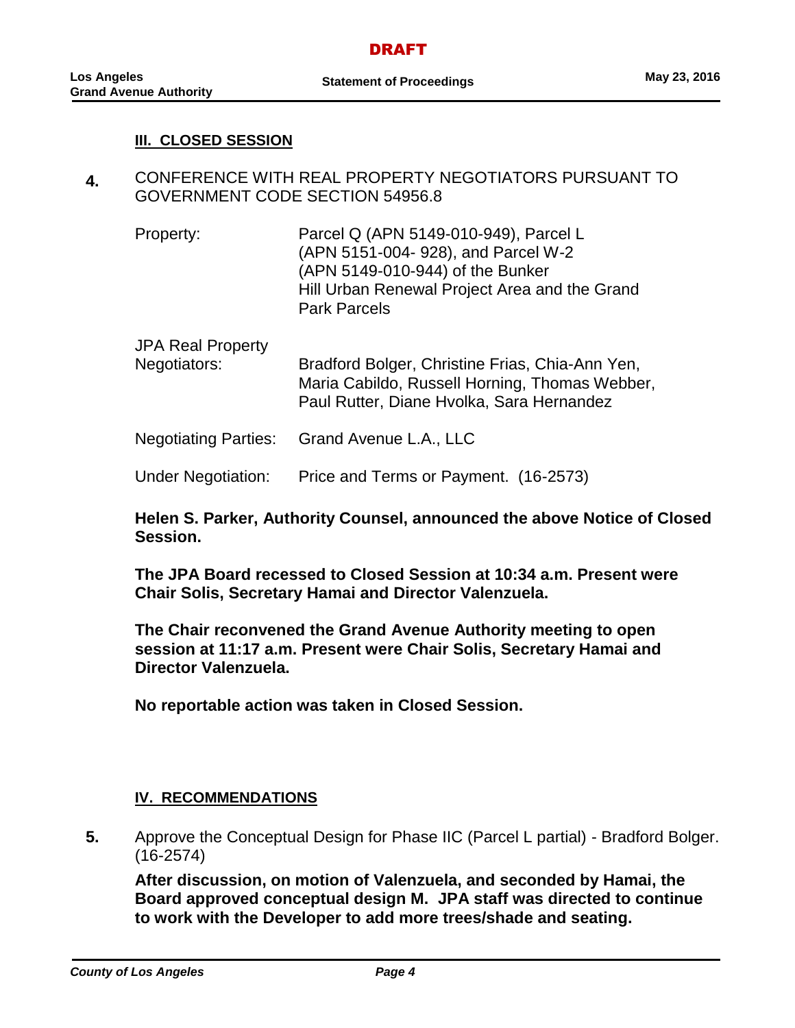DRAFT

### III. CLOSED SESSION

**4.** CONFERENCE WITH REAL PROPERTY NEGOTIATORS PURSUANT TO GOVERNMENT CODE SECTION 54956.8

| | |
|---|---|
| Property: | Parcel Q (APN 5149-010-949), Parcel L (APN 5151-004- 928), and Parcel W-2 (APN 5149-010-944) of the Bunker Hill Urban Renewal Project Area and the Grand Park Parcels |
| JPA Real Property Negotiators: | Bradford Bolger, Christine Frias, Chia-Ann Yen, Maria Cabildo, Russell Horning, Thomas Webber, Paul Rutter, Diane Hvolka, Sara Hernandez |
| Negotiating Parties: | Grand Avenue L.A., LLC |
| Under Negotiation: | Price and Terms or Payment. (16-2573) |

**Helen S. Parker, Authority Counsel, announced the above Notice of Closed Session.**

**The JPA Board recessed to Closed Session at 10:34 a.m. Present were Chair Solis, Secretary Hamai and Director Valenzuela.**

**The Chair reconvened the Grand Avenue Authority meeting to open session at 11:17 a.m. Present were Chair Solis, Secretary Hamai and Director Valenzuela.**

**No reportable action was taken in Closed Session.**

### IV. RECOMMENDATIONS

**5.** Approve the Conceptual Design for Phase IIC (Parcel L partial) - Bradford Bolger. (16-2574)

**After discussion, on motion of Valenzuela, and seconded by Hamai, the Board approved conceptual design M. JPA staff was directed to continue to work with the Developer to add more trees/shade and seating.**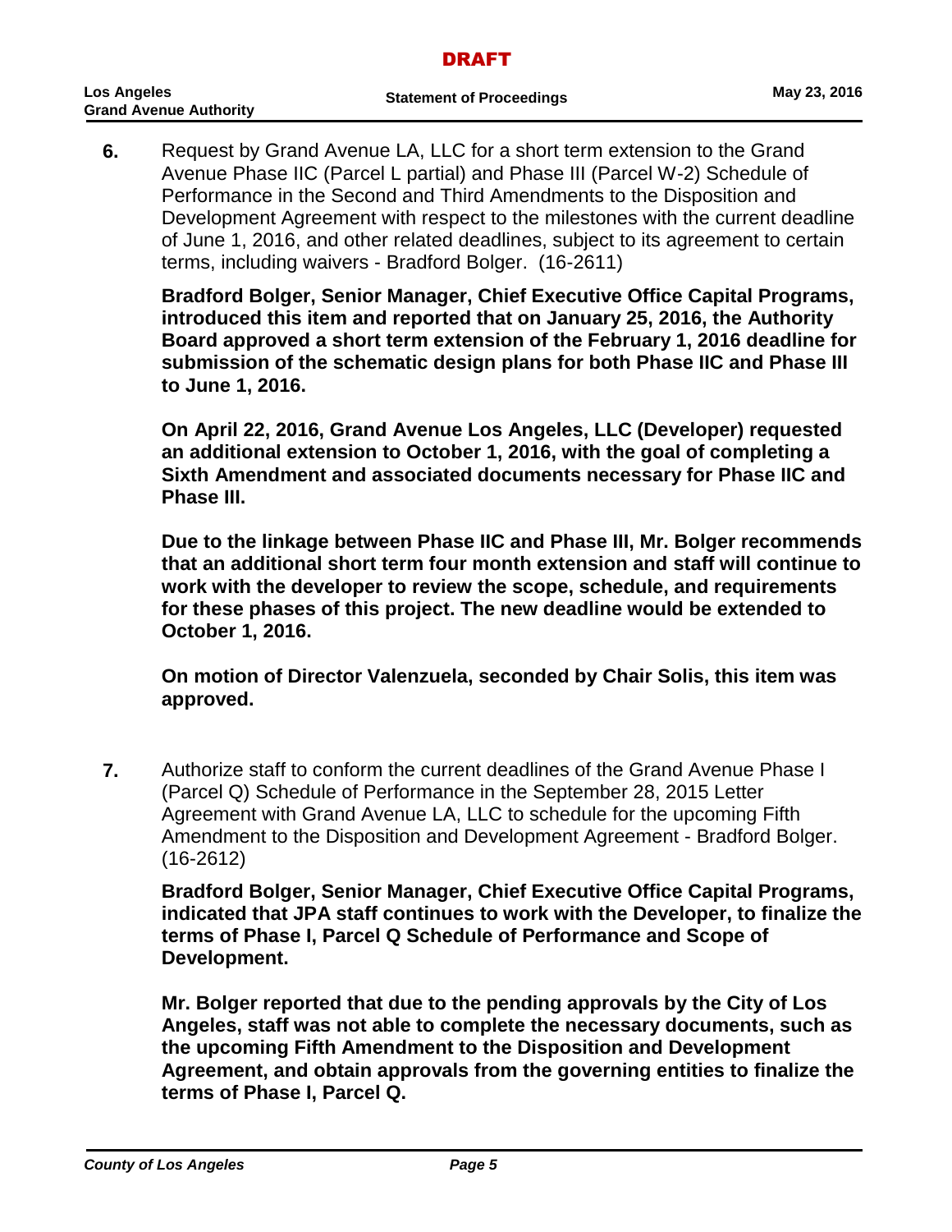**6.** Request by Grand Avenue LA, LLC for a short term extension to the Grand Avenue Phase IIC (Parcel L partial) and Phase III (Parcel W-2) Schedule of Performance in the Second and Third Amendments to the Disposition and Development Agreement with respect to the milestones with the current deadline of June 1, 2016, and other related deadlines, subject to its agreement to certain terms, including waivers - Bradford Bolger. (16-2611)

**Bradford Bolger, Senior Manager, Chief Executive Office Capital Programs, introduced this item and reported that on January 25, 2016, the Authority Board approved a short term extension of the February 1, 2016 deadline for submission of the schematic design plans for both Phase IIC and Phase III to June 1, 2016.**

**On April 22, 2016, Grand Avenue Los Angeles, LLC (Developer) requested an additional extension to October 1, 2016, with the goal of completing a Sixth Amendment and associated documents necessary for Phase IIC and Phase III.**

**Due to the linkage between Phase IIC and Phase III, Mr. Bolger recommends that an additional short term four month extension and staff will continue to work with the developer to review the scope, schedule, and requirements for these phases of this project. The new deadline would be extended to October 1, 2016.**

**On motion of Director Valenzuela, seconded by Chair Solis, this item was approved.**

**7.** Authorize staff to conform the current deadlines of the Grand Avenue Phase I (Parcel Q) Schedule of Performance in the September 28, 2015 Letter Agreement with Grand Avenue LA, LLC to schedule for the upcoming Fifth Amendment to the Disposition and Development Agreement - Bradford Bolger. (16-2612)

**Bradford Bolger, Senior Manager, Chief Executive Office Capital Programs, indicated that JPA staff continues to work with the Developer, to finalize the terms of Phase I, Parcel Q Schedule of Performance and Scope of Development.**

**Mr. Bolger reported that due to the pending approvals by the City of Los Angeles, staff was not able to complete the necessary documents, such as the upcoming Fifth Amendment to the Disposition and Development Agreement, and obtain approvals from the governing entities to finalize the terms of Phase I, Parcel Q.**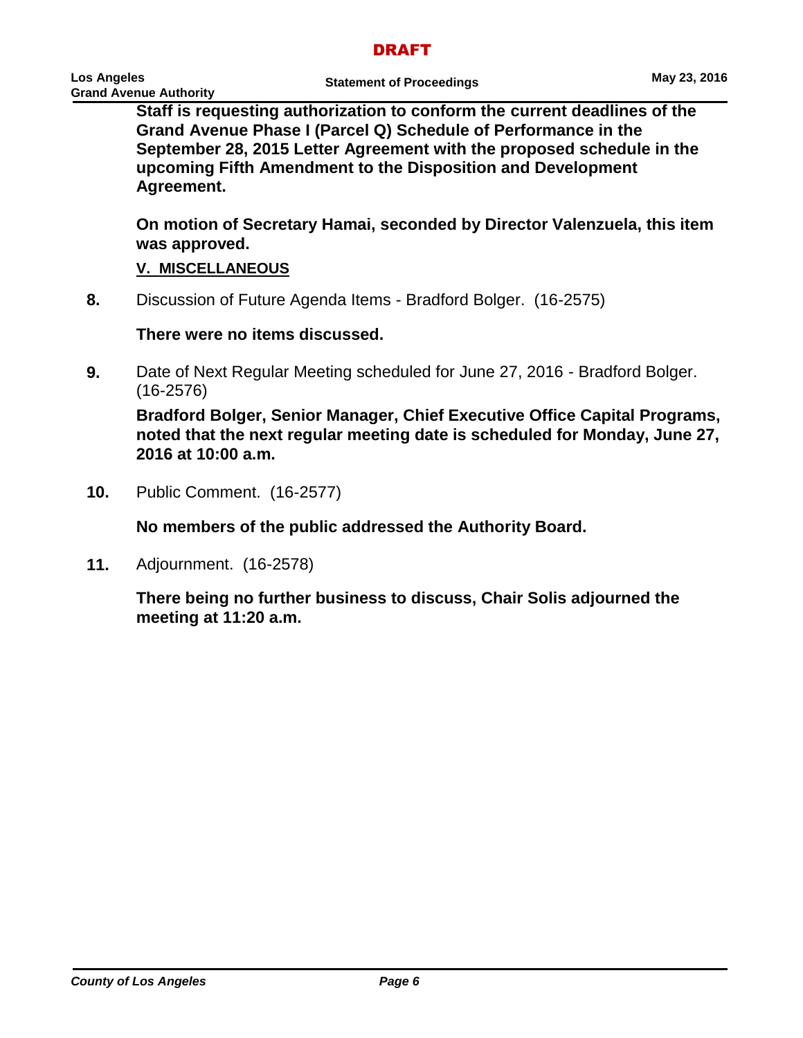**Staff is requesting authorization to conform the current deadlines of the Grand Avenue Phase I (Parcel Q) Schedule of Performance in the September 28, 2015 Letter Agreement with the proposed schedule in the upcoming Fifth Amendment to the Disposition and Development Agreement.**

**On motion of Secretary Hamai, seconded by Director Valenzuela, this item was approved.**

## V. MISCELLANEOUS

**8.** Discussion of Future Agenda Items - Bradford Bolger. (16-2575)

**There were no items discussed.**

**9.** Date of Next Regular Meeting scheduled for June 27, 2016 - Bradford Bolger. (16-2576)

**Bradford Bolger, Senior Manager, Chief Executive Office Capital Programs, noted that the next regular meeting date is scheduled for Monday, June 27, 2016 at 10:00 a.m.**

**10.** Public Comment. (16-2577)

**No members of the public addressed the Authority Board.**

**11.** Adjournment. (16-2578)

**There being no further business to discuss, Chair Solis adjourned the meeting at 11:20 a.m.**